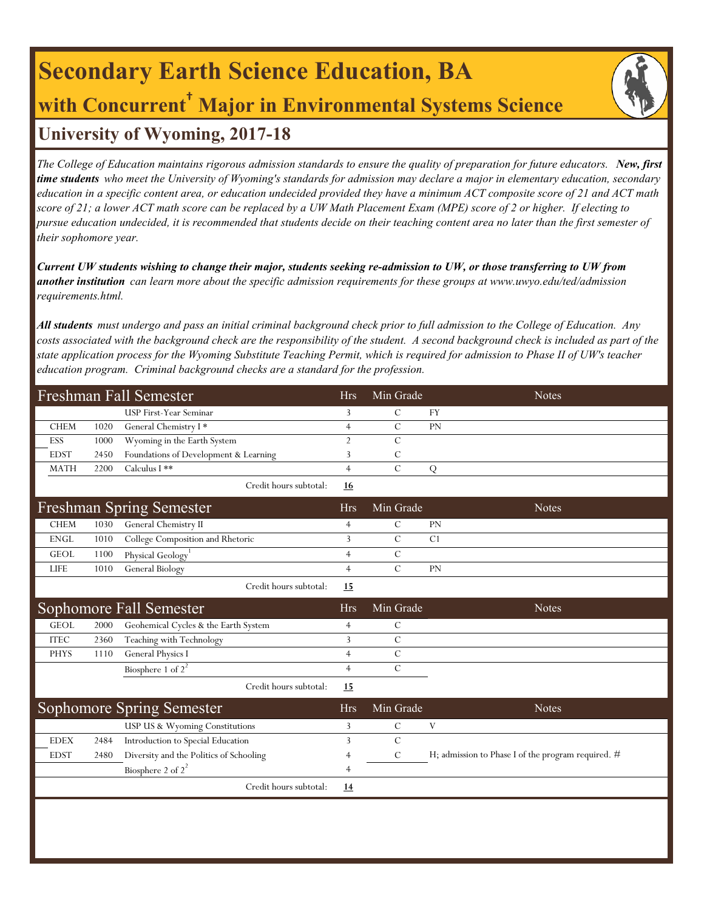# Secondary Earth Science Education, BA

## with Concurrent† Major in Environmental Systems Science

### University of Wyoming, 2017-18

*The College of Education maintains rigorous admission standards to ensure the quality of preparation for future educators.* ***New, first time students*** *who meet the University of Wyoming's standards for admission may declare a major in elementary education, secondary education in a specific content area, or education undecided provided they have a minimum ACT composite score of 21 and ACT math score of 21; a lower ACT math score can be replaced by a UW Math Placement Exam (MPE) score of 2 or higher. If electing to pursue education undecided, it is recommended that students decide on their teaching content area no later than the first semester of their sophomore year.*

***Current UW students wishing to change their major, students seeking re-admission to UW, or those transferring to UW from another institution*** *can learn more about the specific admission requirements for these groups at www.uwyo.edu/ted/admission requirements.html.*

***All students*** *must undergo and pass an initial criminal background check prior to full admission to the College of Education. Any costs associated with the background check are the responsibility of the student. A second background check is included as part of the state application process for the Wyoming Substitute Teaching Permit, which is required for admission to Phase II of UW's teacher education program. Criminal background checks are a standard for the profession.*

| Freshman Fall Semester | | | Hrs | Min Grade | Notes |
|---|---|---|---|---|---|
| | | USP First-Year Seminar | 3 | C | FY |
| CHEM | 1020 | General Chemistry I * | 4 | C | PN |
| ESS | 1000 | Wyoming in the Earth System | 2 | C | |
| EDST | 2450 | Foundations of Development & Learning | 3 | C | |
| MATH | 2200 | Calculus I ** | 4 | C | Q |
| | | Credit hours subtotal: | **16** | | |

| Freshman Spring Semester | | | Hrs | Min Grade | Notes |
|---|---|---|---|---|---|
| CHEM | 1030 | General Chemistry II | 4 | C | PN |
| ENGL | 1010 | College Composition and Rhetoric | 3 | C | C1 |
| GEOL | 1100 | Physical Geology[1] | 4 | C | |
| LIFE | 1010 | General Biology | 4 | C | PN |
| | | Credit hours subtotal: | **15** | | |

| Sophomore Fall Semester | | | Hrs | Min Grade | Notes |
|---|---|---|---|---|---|
| GEOL | 2000 | Geohemical Cycles & the Earth System | 4 | C | |
| ITEC | 2360 | Teaching with Technology | 3 | C | |
| PHYS | 1110 | General Physics I | 4 | C | |
| | | Biosphere 1 of 2[2] | 4 | C | |
| | | Credit hours subtotal: | **15** | | |

| Sophomore Spring Semester | | | Hrs | Min Grade | Notes |
|---|---|---|---|---|---|
| | | USP US & Wyoming Constitutions | 3 | C | V |
| EDEX | 2484 | Introduction to Special Education | 3 | C | |
| EDST | 2480 | Diversity and the Politics of Schooling | 4 | C | H; admission to Phase I of the program required. # |
| | | Biosphere 2 of 2[2] | 4 | | |
| | | Credit hours subtotal: | **14** | | |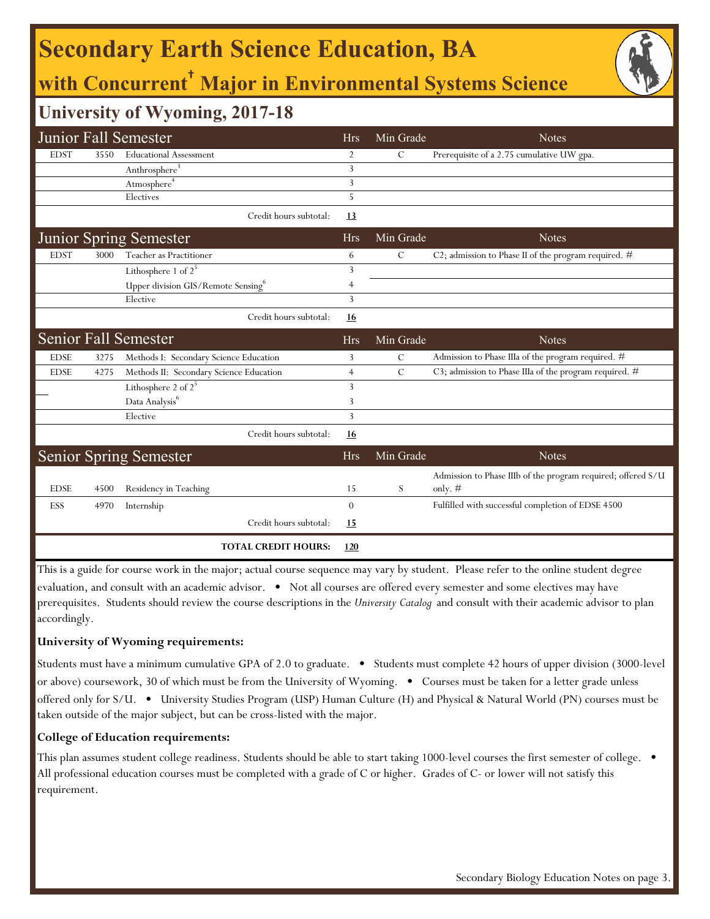# Secondary Earth Science Education, BA

## with Concurrent† Major in Environmental Systems Science

### University of Wyoming, 2017-18

| Junior Fall Semester | | | Hrs | Min Grade | Notes |
|---|---|---|---|---|---|
| EDST | 3550 | Educational Assessment | 2 | C | Prerequisite of a 2.75 cumulative UW gpa. |
| | | Anthrosphere[3] | 3 | | |
| | | Atmosphere[4] | 3 | | |
| | | Electives | 5 | | |
| | | Credit hours subtotal: | **13** | | |

| Junior Spring Semester | | | Hrs | Min Grade | Notes |
|---|---|---|---|---|---|
| EDST | 3000 | Teacher as Practitioner | 6 | C | C2; admission to Phase II of the program required. # |
| | | Lithosphere 1 of 2[5] | 3 | | |
| | | Upper division GIS/Remote Sensing[6] | 4 | | |
| | | Elective | 3 | | |
| | | Credit hours subtotal: | **16** | | |

| Senior Fall Semester | | | Hrs | Min Grade | Notes |
|---|---|---|---|---|---|
| EDSE | 3275 | Methods I: Secondary Science Education | 3 | C | Admission to Phase IIIa of the program required. # |
| EDSE | 4275 | Methods II: Secondary Science Education | 4 | C | C3; admission to Phase IIIa of the program required. # |
| | | Lithosphere 2 of 2[5] | 3 | | |
| | | Data Analysis[6] | 3 | | |
| | | Elective | 3 | | |
| | | Credit hours subtotal: | **16** | | |

| Senior Spring Semester | | | Hrs | Min Grade | Notes |
|---|---|---|---|---|---|
| EDSE | 4500 | Residency in Teaching | 15 | S | Admission to Phase IIIb of the program required; offered S/U only. # |
| ESS | 4970 | Internship | 0 | | Fulfilled with successful completion of EDSE 4500 |
| | | Credit hours subtotal: | **15** | | |
| | | **TOTAL CREDIT HOURS:** | **120** | | |

This is a guide for course work in the major; actual course sequence may vary by student. Please refer to the online student degree evaluation, and consult with an academic advisor. • Not all courses are offered every semester and some electives may have prerequisites. Students should review the course descriptions in the *University Catalog* and consult with their academic advisor to plan accordingly.

**University of Wyoming requirements:**

Students must have a minimum cumulative GPA of 2.0 to graduate. • Students must complete 42 hours of upper division (3000-level or above) coursework, 30 of which must be from the University of Wyoming. • Courses must be taken for a letter grade unless offered only for S/U. • University Studies Program (USP) Human Culture (H) and Physical & Natural World (PN) courses must be taken outside of the major subject, but can be cross-listed with the major.

**College of Education requirements:**

This plan assumes student college readiness. Students should be able to start taking 1000-level courses the first semester of college. • All professional education courses must be completed with a grade of C or higher. Grades of C- or lower will not satisfy this requirement.

Secondary Biology Education Notes on page 3.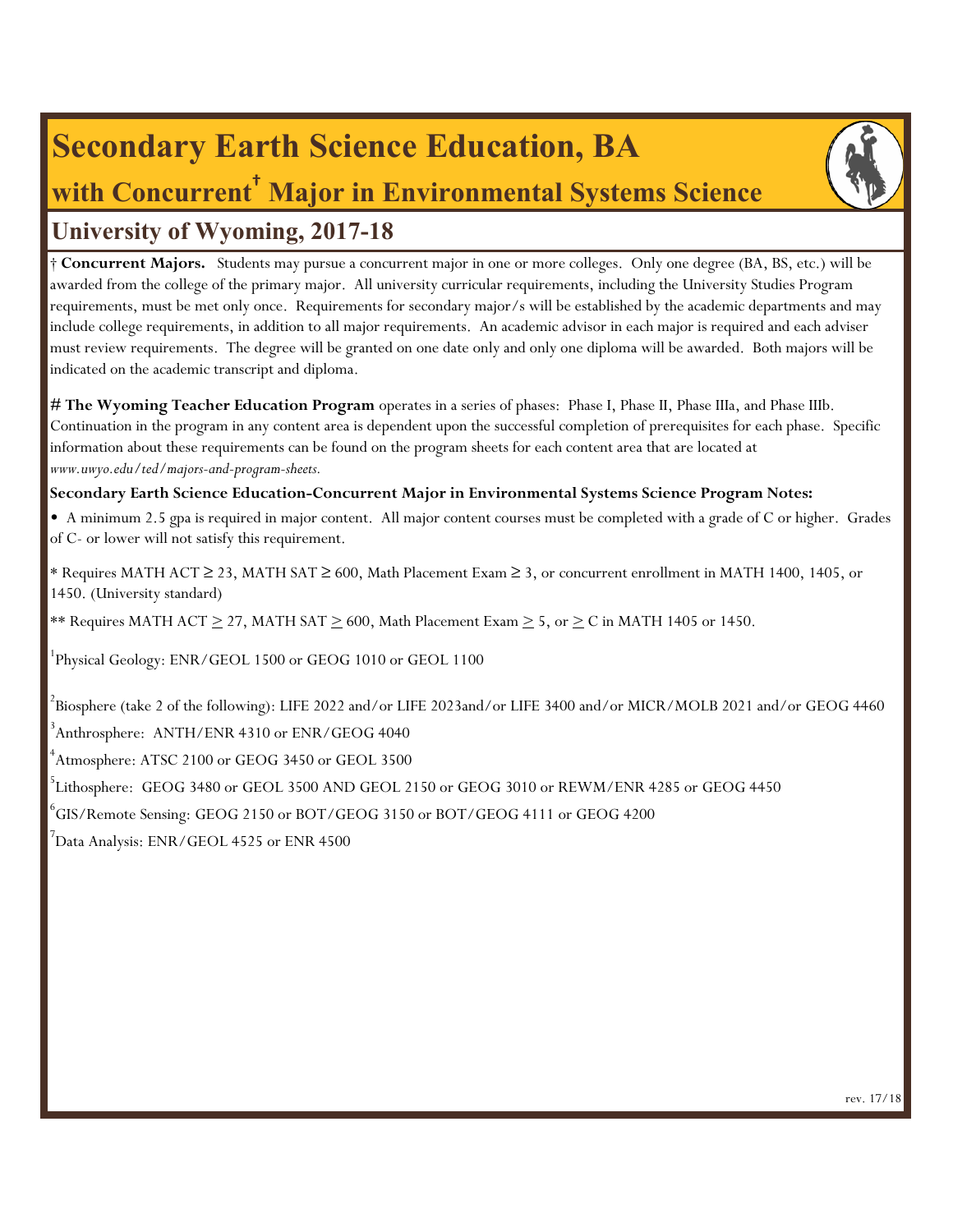# Secondary Earth Science Education, BA

## with Concurrent† Major in Environmental Systems Science

## University of Wyoming, 2017-18

† **Concurrent Majors.** Students may pursue a concurrent major in one or more colleges. Only one degree (BA, BS, etc.) will be awarded from the college of the primary major. All university curricular requirements, including the University Studies Program requirements, must be met only once. Requirements for secondary major/s will be established by the academic departments and may include college requirements, in addition to all major requirements. An academic advisor in each major is required and each adviser must review requirements. The degree will be granted on one date only and only one diploma will be awarded. Both majors will be indicated on the academic transcript and diploma.

**# The Wyoming Teacher Education Program** operates in a series of phases: Phase I, Phase II, Phase IIIa, and Phase IIIb. Continuation in the program in any content area is dependent upon the successful completion of prerequisites for each phase. Specific information about these requirements can be found on the program sheets for each content area that are located at *www.uwyo.edu/ted/majors-and-program-sheets.*

**Secondary Earth Science Education-Concurrent Major in Environmental Systems Science Program Notes:**

• A minimum 2.5 gpa is required in major content. All major content courses must be completed with a grade of C or higher. Grades of C- or lower will not satisfy this requirement.

* Requires MATH ACT ≥ 23, MATH SAT ≥ 600, Math Placement Exam ≥ 3, or concurrent enrollment in MATH 1400, 1405, or 1450. (University standard)

** Requires MATH ACT ≥ 27, MATH SAT ≥ 600, Math Placement Exam ≥ 5, or ≥ C in MATH 1405 or 1450.

[1]Physical Geology: ENR/GEOL 1500 or GEOG 1010 or GEOL 1100

[2]Biosphere (take 2 of the following): LIFE 2022 and/or LIFE 2023and/or LIFE 3400 and/or MICR/MOLB 2021 and/or GEOG 4460

[3]Anthrosphere: ANTH/ENR 4310 or ENR/GEOG 4040

[4]Atmosphere: ATSC 2100 or GEOG 3450 or GEOL 3500

[5]Lithosphere: GEOG 3480 or GEOL 3500 AND GEOL 2150 or GEOG 3010 or REWM/ENR 4285 or GEOG 4450

[6]GIS/Remote Sensing: GEOG 2150 or BOT/GEOG 3150 or BOT/GEOG 4111 or GEOG 4200

[7]Data Analysis: ENR/GEOL 4525 or ENR 4500

rev. 17/18